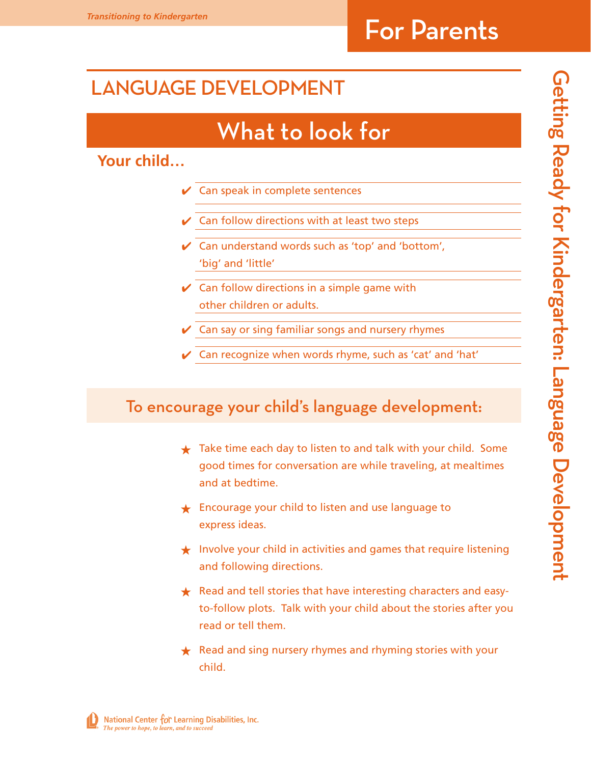*Transitioning to Kindergarten*

# For Parents

## LANGUAGE DEVELOPMENT

### What to look for

**Your child…**

- ✔ Can speak in complete sentences
- ✔ Can follow directions with at least two steps
- ✔ Can understand words such as 'top' and 'bottom', 'big' and 'little'
- ✔ Can follow directions in a simple game with other children or adults.
- ✔ Can say or sing familiar songs and nursery rhymes
- ✔ Can recognize when words rhyme, such as 'cat' and 'hat'

### To encourage your child's language development:

- ★ Take time each day to listen to and talk with your child. Some good times for conversation are while traveling, at mealtimes and at bedtime.
- ★ Encourage your child to listen and use language to express ideas.
- ★ Involve your child in activities and games that require listening and following directions.
- ★ Read and tell stories that have interesting characters and easy-to-follow plots. Talk with your child about the stories after you read or tell them.
- ★ Read and sing nursery rhymes and rhyming stories with your child.

Getting Ready for Kindergarten: Language Development

National Center for Learning Disabilities, Inc.
*The power to hope, to learn, and to succeed*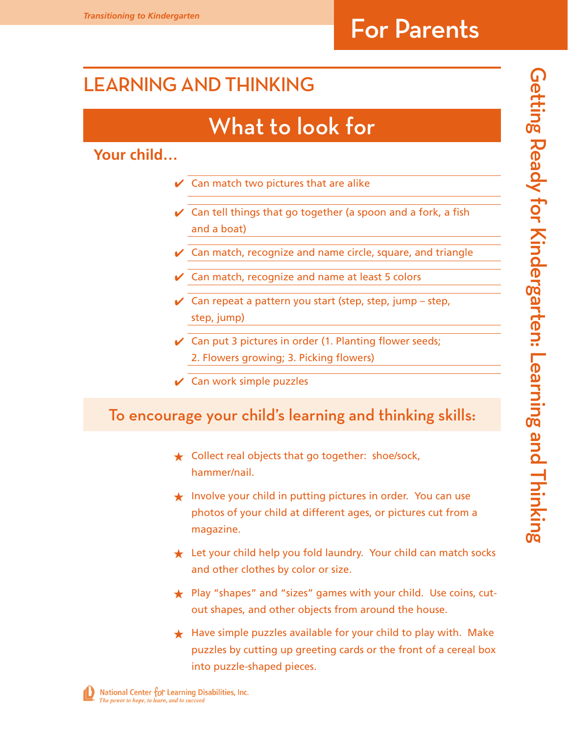# LEARNING AND THINKING

## What to look for

**Your child…**

- ✔ Can match two pictures that are alike
- ✔ Can tell things that go together (a spoon and a fork, a fish and a boat)
- ✔ Can match, recognize and name circle, square, and triangle
- ✔ Can match, recognize and name at least 5 colors
- ✔ Can repeat a pattern you start (step, step, jump – step, step, jump)
- ✔ Can put 3 pictures in order (1. Planting flower seeds; 2. Flowers growing; 3. Picking flowers)
- ✔ Can work simple puzzles

## To encourage your child's learning and thinking skills:

- ★ Collect real objects that go together: shoe/sock, hammer/nail.
- ★ Involve your child in putting pictures in order. You can use photos of your child at different ages, or pictures cut from a magazine.
- ★ Let your child help you fold laundry. Your child can match socks and other clothes by color or size.
- ★ Play "shapes" and "sizes" games with your child. Use coins, cut-out shapes, and other objects from around the house.
- ★ Have simple puzzles available for your child to play with. Make puzzles by cutting up greeting cards or the front of a cereal box into puzzle-shaped pieces.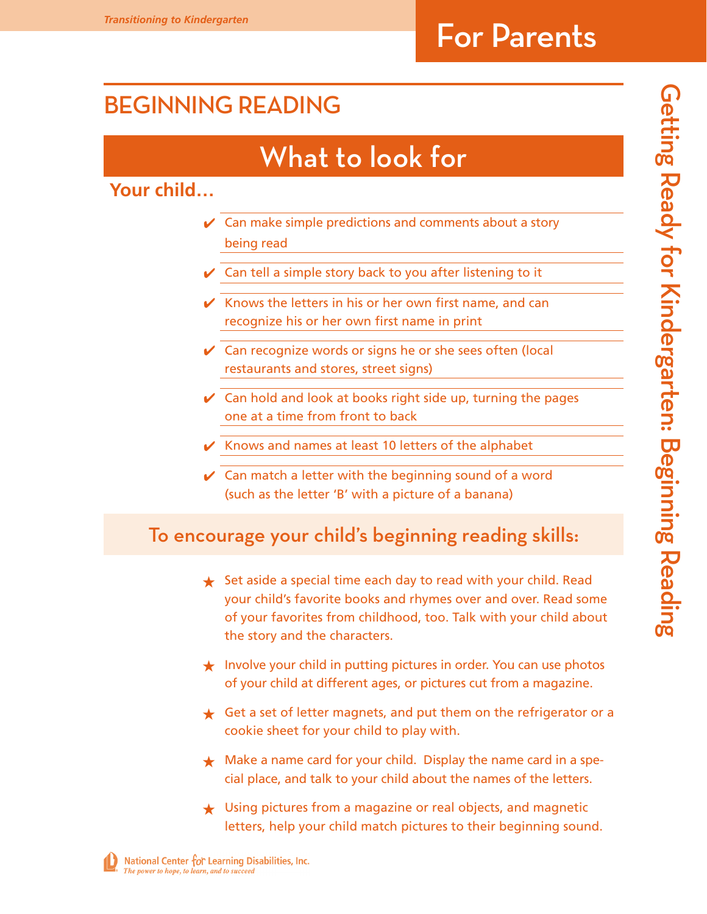# BEGINNING READING

## What to look for

**Your child…**

- ✔ Can make simple predictions and comments about a story being read
- ✔ Can tell a simple story back to you after listening to it
- ✔ Knows the letters in his or her own first name, and can recognize his or her own first name in print
- ✔ Can recognize words or signs he or she sees often (local restaurants and stores, street signs)
- ✔ Can hold and look at books right side up, turning the pages one at a time from front to back
- ✔ Knows and names at least 10 letters of the alphabet
- ✔ Can match a letter with the beginning sound of a word (such as the letter 'B' with a picture of a banana)

## To encourage your child's beginning reading skills:

- ★ Set aside a special time each day to read with your child. Read your child's favorite books and rhymes over and over. Read some of your favorites from childhood, too. Talk with your child about the story and the characters.
- ★ Involve your child in putting pictures in order. You can use photos of your child at different ages, or pictures cut from a magazine.
- ★ Get a set of letter magnets, and put them on the refrigerator or a cookie sheet for your child to play with.
- ★ Make a name card for your child. Display the name card in a special place, and talk to your child about the names of the letters.
- ★ Using pictures from a magazine or real objects, and magnetic letters, help your child match pictures to their beginning sound.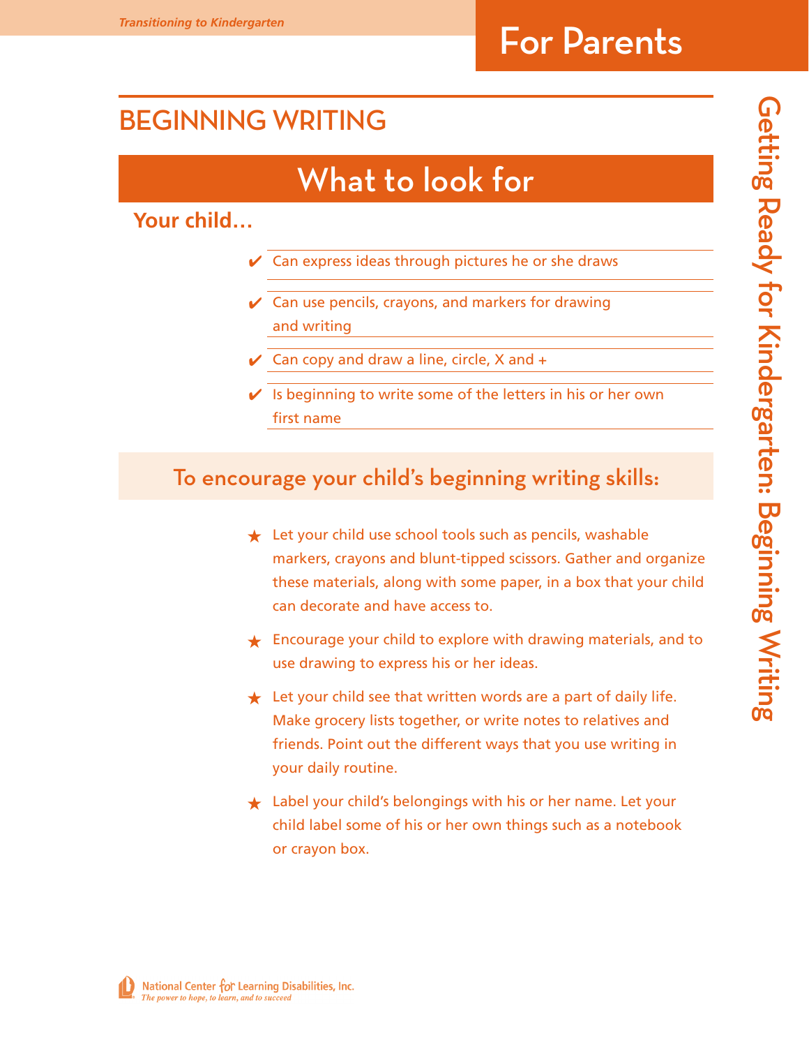# BEGINNING WRITING

## What to look for

**Your child…**

- ✔ Can express ideas through pictures he or she draws
- ✔ Can use pencils, crayons, and markers for drawing and writing
- ✔ Can copy and draw a line, circle, X and +
- ✔ Is beginning to write some of the letters in his or her own first name

### To encourage your child's beginning writing skills:

- ★ Let your child use school tools such as pencils, washable markers, crayons and blunt-tipped scissors. Gather and organize these materials, along with some paper, in a box that your child can decorate and have access to.
- ★ Encourage your child to explore with drawing materials, and to use drawing to express his or her ideas.
- ★ Let your child see that written words are a part of daily life. Make grocery lists together, or write notes to relatives and friends. Point out the different ways that you use writing in your daily routine.
- ★ Label your child's belongings with his or her name. Let your child label some of his or her own things such as a notebook or crayon box.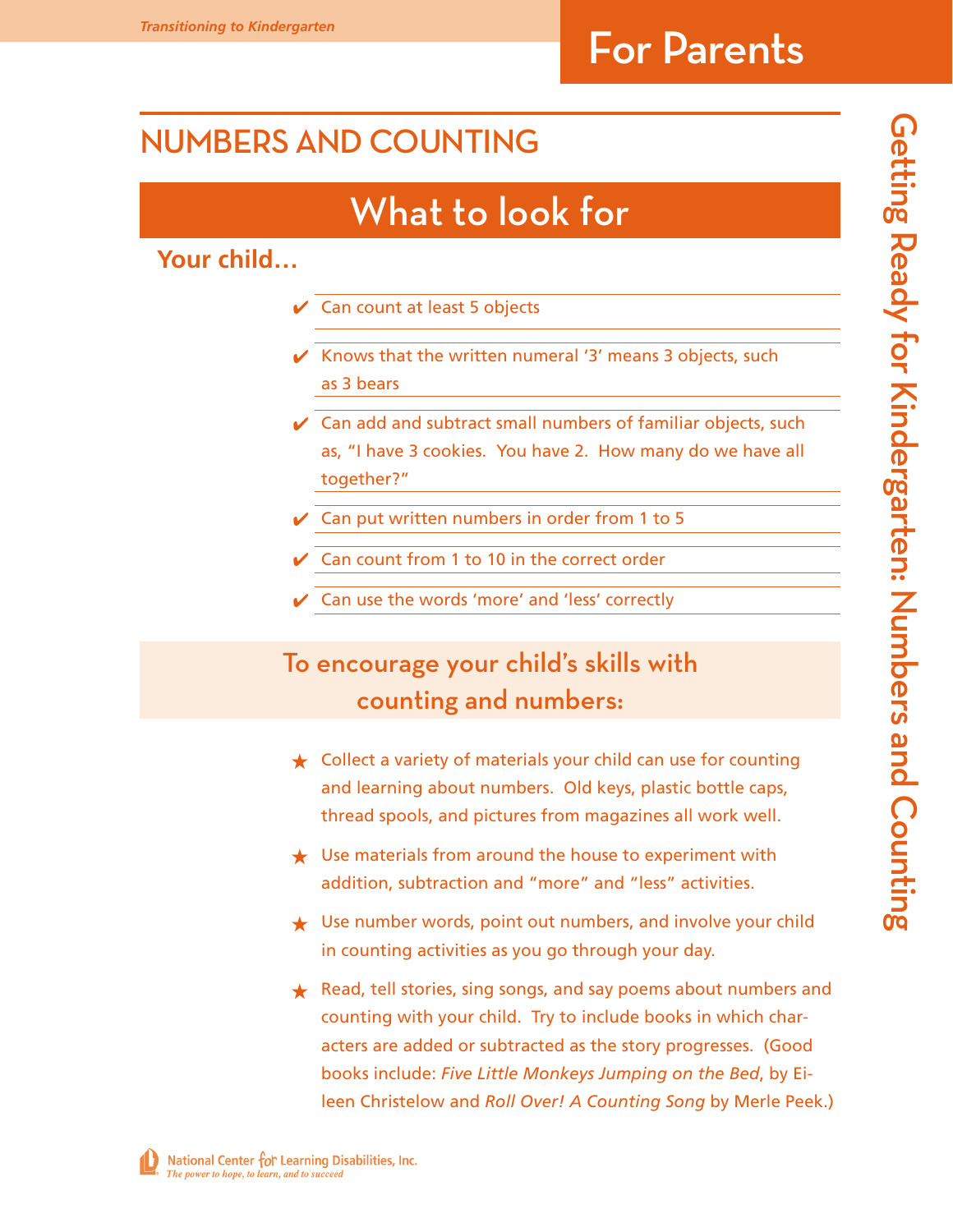# NUMBERS AND COUNTING

## What to look for

**Your child…**

- ✔ Can count at least 5 objects
- ✔ Knows that the written numeral '3' means 3 objects, such as 3 bears
- ✔ Can add and subtract small numbers of familiar objects, such as, "I have 3 cookies. You have 2. How many do we have all together?"
- ✔ Can put written numbers in order from 1 to 5
- ✔ Can count from 1 to 10 in the correct order
- ✔ Can use the words 'more' and 'less' correctly

## To encourage your child's skills with counting and numbers:

- ★ Collect a variety of materials your child can use for counting and learning about numbers. Old keys, plastic bottle caps, thread spools, and pictures from magazines all work well.
- ★ Use materials from around the house to experiment with addition, subtraction and "more" and "less" activities.
- ★ Use number words, point out numbers, and involve your child in counting activities as you go through your day.
- ★ Read, tell stories, sing songs, and say poems about numbers and counting with your child. Try to include books in which characters are added or subtracted as the story progresses. (Good books include: *Five Little Monkeys Jumping on the Bed*, by Eileen Christelow and *Roll Over! A Counting Song* by Merle Peek.)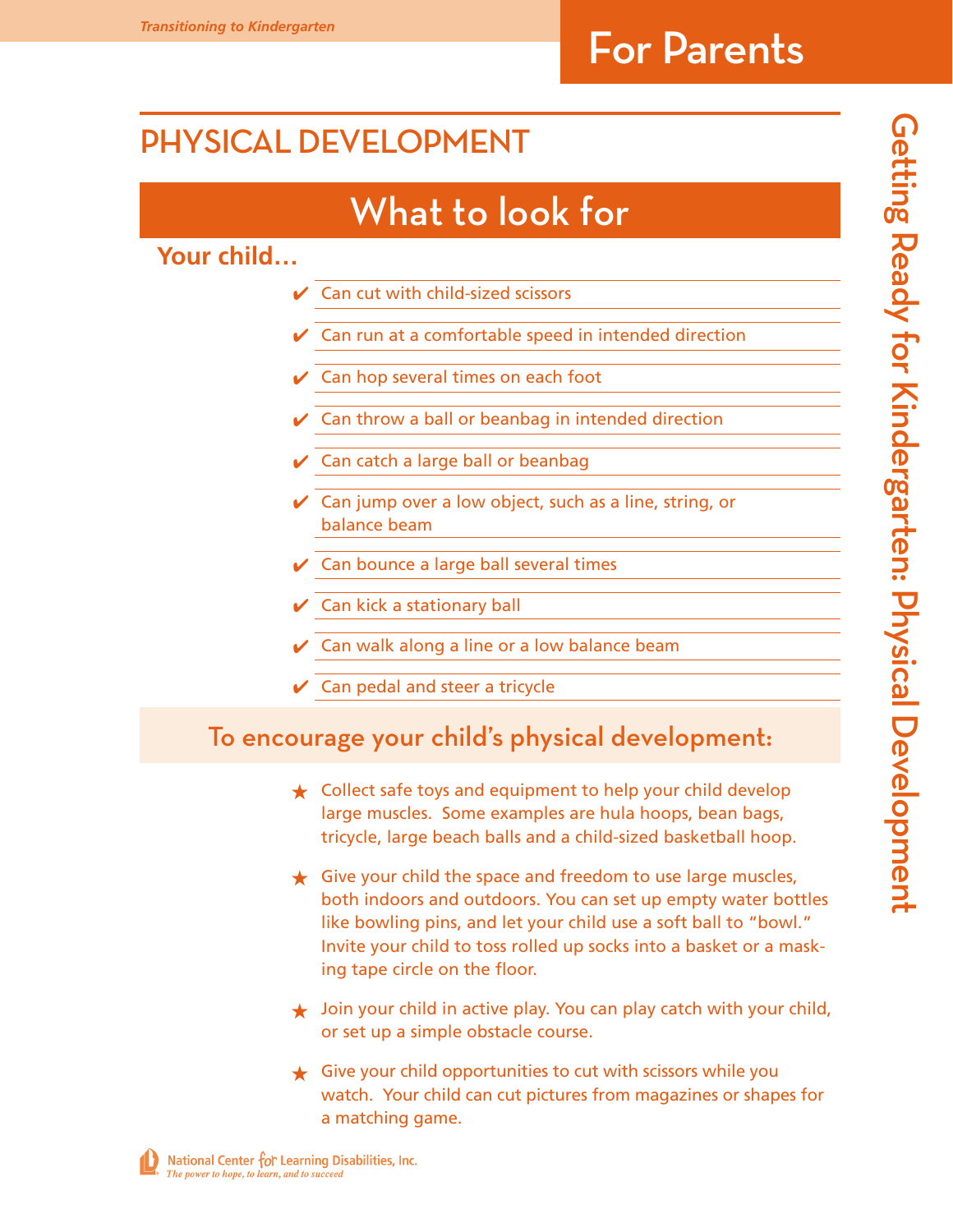# PHYSICAL DEVELOPMENT

## What to look for

**Your child…**

- ✔ Can cut with child-sized scissors
- ✔ Can run at a comfortable speed in intended direction
- ✔ Can hop several times on each foot
- ✔ Can throw a ball or beanbag in intended direction
- ✔ Can catch a large ball or beanbag
- ✔ Can jump over a low object, such as a line, string, or balance beam
- ✔ Can bounce a large ball several times
- ✔ Can kick a stationary ball
- ✔ Can walk along a line or a low balance beam
- ✔ Can pedal and steer a tricycle

## To encourage your child's physical development:

- ★ Collect safe toys and equipment to help your child develop large muscles. Some examples are hula hoops, bean bags, tricycle, large beach balls and a child-sized basketball hoop.
- ★ Give your child the space and freedom to use large muscles, both indoors and outdoors. You can set up empty water bottles like bowling pins, and let your child use a soft ball to "bowl." Invite your child to toss rolled up socks into a basket or a masking tape circle on the floor.
- ★ Join your child in active play. You can play catch with your child, or set up a simple obstacle course.
- ★ Give your child opportunities to cut with scissors while you watch. Your child can cut pictures from magazines or shapes for a matching game.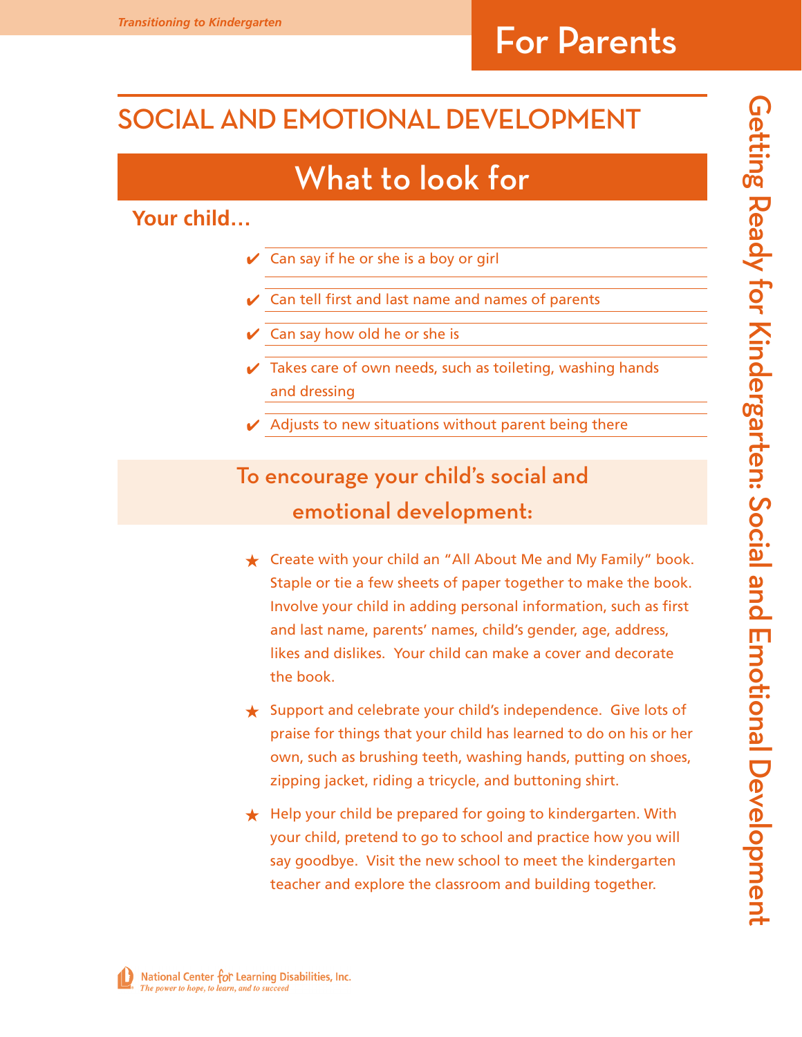# For Parents

## SOCIAL AND EMOTIONAL DEVELOPMENT

### What to look for

**Your child…**

- ✔ Can say if he or she is a boy or girl
- ✔ Can tell first and last name and names of parents
- ✔ Can say how old he or she is
- ✔ Takes care of own needs, such as toileting, washing hands and dressing
- ✔ Adjusts to new situations without parent being there

### To encourage your child's social and emotional development:

- ★ Create with your child an "All About Me and My Family" book. Staple or tie a few sheets of paper together to make the book. Involve your child in adding personal information, such as first and last name, parents' names, child's gender, age, address, likes and dislikes. Your child can make a cover and decorate the book.
- ★ Support and celebrate your child's independence. Give lots of praise for things that your child has learned to do on his or her own, such as brushing teeth, washing hands, putting on shoes, zipping jacket, riding a tricycle, and buttoning shirt.
- ★ Help your child be prepared for going to kindergarten. With your child, pretend to go to school and practice how you will say goodbye. Visit the new school to meet the kindergarten teacher and explore the classroom and building together.

Getting Ready for Kindergarten: Social and Emotional Development

National Center for Learning Disabilities, Inc.
*The power to hope, to learn, and to succeed*